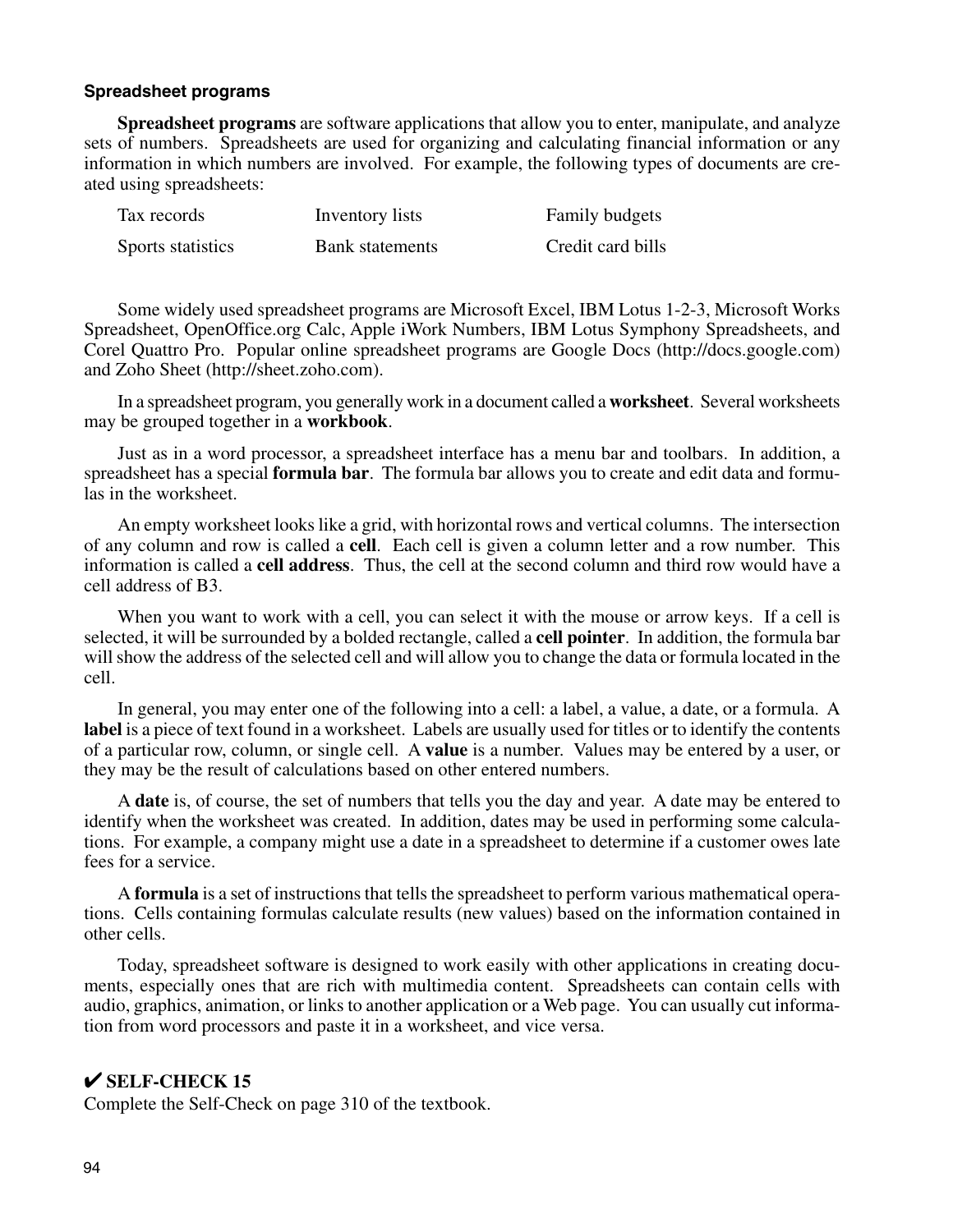### Spreadsheet programs

**Spreadsheet programs** are software applications that allow you to enter, manipulate, and analyze sets of numbers. Spreadsheets are used for organizing and calculating financial information or any information in which numbers are involved. For example, the following types of documents are created using spreadsheets:

| | | |
|---|---|---|
| Tax records | Inventory lists | Family budgets |
| Sports statistics | Bank statements | Credit card bills |

Some widely used spreadsheet programs are Microsoft Excel, IBM Lotus 1-2-3, Microsoft Works Spreadsheet, OpenOffice.org Calc, Apple iWork Numbers, IBM Lotus Symphony Spreadsheets, and Corel Quattro Pro. Popular online spreadsheet programs are Google Docs (http://docs.google.com) and Zoho Sheet (http://sheet.zoho.com).

In a spreadsheet program, you generally work in a document called a **worksheet**. Several worksheets may be grouped together in a **workbook**.

Just as in a word processor, a spreadsheet interface has a menu bar and toolbars. In addition, a spreadsheet has a special **formula bar**. The formula bar allows you to create and edit data and formulas in the worksheet.

An empty worksheet looks like a grid, with horizontal rows and vertical columns. The intersection of any column and row is called a **cell**. Each cell is given a column letter and a row number. This information is called a **cell address**. Thus, the cell at the second column and third row would have a cell address of B3.

When you want to work with a cell, you can select it with the mouse or arrow keys. If a cell is selected, it will be surrounded by a bolded rectangle, called a **cell pointer**. In addition, the formula bar will show the address of the selected cell and will allow you to change the data or formula located in the cell.

In general, you may enter one of the following into a cell: a label, a value, a date, or a formula. A **label** is a piece of text found in a worksheet. Labels are usually used for titles or to identify the contents of a particular row, column, or single cell. A **value** is a number. Values may be entered by a user, or they may be the result of calculations based on other entered numbers.

A **date** is, of course, the set of numbers that tells you the day and year. A date may be entered to identify when the worksheet was created. In addition, dates may be used in performing some calculations. For example, a company might use a date in a spreadsheet to determine if a customer owes late fees for a service.

A **formula** is a set of instructions that tells the spreadsheet to perform various mathematical operations. Cells containing formulas calculate results (new values) based on the information contained in other cells.

Today, spreadsheet software is designed to work easily with other applications in creating documents, especially ones that are rich with multimedia content. Spreadsheets can contain cells with audio, graphics, animation, or links to another application or a Web page. You can usually cut information from word processors and paste it in a worksheet, and vice versa.

### ✔ SELF-CHECK 15

Complete the Self-Check on page 310 of the textbook.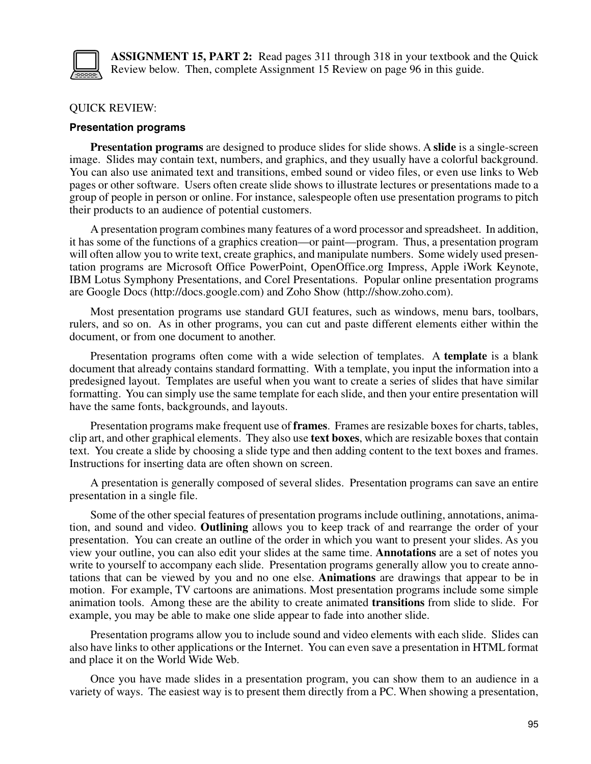**ASSIGNMENT 15, PART 2:** Read pages 311 through 318 in your textbook and the Quick Review below. Then, complete Assignment 15 Review on page 96 in this guide.

QUICK REVIEW:

### Presentation programs

**Presentation programs** are designed to produce slides for slide shows. A **slide** is a single-screen image. Slides may contain text, numbers, and graphics, and they usually have a colorful background. You can also use animated text and transitions, embed sound or video files, or even use links to Web pages or other software. Users often create slide shows to illustrate lectures or presentations made to a group of people in person or online. For instance, salespeople often use presentation programs to pitch their products to an audience of potential customers.

A presentation program combines many features of a word processor and spreadsheet. In addition, it has some of the functions of a graphics creation—or paint—program. Thus, a presentation program will often allow you to write text, create graphics, and manipulate numbers. Some widely used presentation programs are Microsoft Office PowerPoint, OpenOffice.org Impress, Apple iWork Keynote, IBM Lotus Symphony Presentations, and Corel Presentations. Popular online presentation programs are Google Docs (http://docs.google.com) and Zoho Show (http://show.zoho.com).

Most presentation programs use standard GUI features, such as windows, menu bars, toolbars, rulers, and so on. As in other programs, you can cut and paste different elements either within the document, or from one document to another.

Presentation programs often come with a wide selection of templates. A **template** is a blank document that already contains standard formatting. With a template, you input the information into a predesigned layout. Templates are useful when you want to create a series of slides that have similar formatting. You can simply use the same template for each slide, and then your entire presentation will have the same fonts, backgrounds, and layouts.

Presentation programs make frequent use of **frames**. Frames are resizable boxes for charts, tables, clip art, and other graphical elements. They also use **text boxes**, which are resizable boxes that contain text. You create a slide by choosing a slide type and then adding content to the text boxes and frames. Instructions for inserting data are often shown on screen.

A presentation is generally composed of several slides. Presentation programs can save an entire presentation in a single file.

Some of the other special features of presentation programs include outlining, annotations, animation, and sound and video. **Outlining** allows you to keep track of and rearrange the order of your presentation. You can create an outline of the order in which you want to present your slides. As you view your outline, you can also edit your slides at the same time. **Annotations** are a set of notes you write to yourself to accompany each slide. Presentation programs generally allow you to create annotations that can be viewed by you and no one else. **Animations** are drawings that appear to be in motion. For example, TV cartoons are animations. Most presentation programs include some simple animation tools. Among these are the ability to create animated **transitions** from slide to slide. For example, you may be able to make one slide appear to fade into another slide.

Presentation programs allow you to include sound and video elements with each slide. Slides can also have links to other applications or the Internet. You can even save a presentation in HTML format and place it on the World Wide Web.

Once you have made slides in a presentation program, you can show them to an audience in a variety of ways. The easiest way is to present them directly from a PC. When showing a presentation,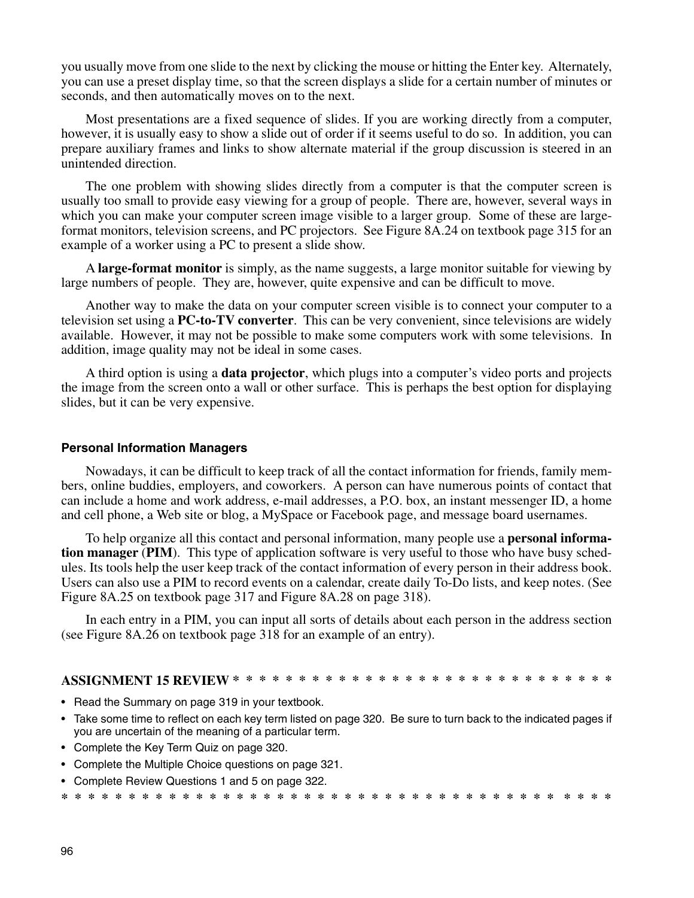you usually move from one slide to the next by clicking the mouse or hitting the Enter key. Alternately, you can use a preset display time, so that the screen displays a slide for a certain number of minutes or seconds, and then automatically moves on to the next.

Most presentations are a fixed sequence of slides. If you are working directly from a computer, however, it is usually easy to show a slide out of order if it seems useful to do so. In addition, you can prepare auxiliary frames and links to show alternate material if the group discussion is steered in an unintended direction.

The one problem with showing slides directly from a computer is that the computer screen is usually too small to provide easy viewing for a group of people. There are, however, several ways in which you can make your computer screen image visible to a larger group. Some of these are large-format monitors, television screens, and PC projectors. See Figure 8A.24 on textbook page 315 for an example of a worker using a PC to present a slide show.

A **large-format monitor** is simply, as the name suggests, a large monitor suitable for viewing by large numbers of people. They are, however, quite expensive and can be difficult to move.

Another way to make the data on your computer screen visible is to connect your computer to a television set using a **PC-to-TV converter**. This can be very convenient, since televisions are widely available. However, it may not be possible to make some computers work with some televisions. In addition, image quality may not be ideal in some cases.

A third option is using a **data projector**, which plugs into a computer's video ports and projects the image from the screen onto a wall or other surface. This is perhaps the best option for displaying slides, but it can be very expensive.

#### Personal Information Managers

Nowadays, it can be difficult to keep track of all the contact information for friends, family members, online buddies, employers, and coworkers. A person can have numerous points of contact that can include a home and work address, e-mail addresses, a P.O. box, an instant messenger ID, a home and cell phone, a Web site or blog, a MySpace or Facebook page, and message board usernames.

To help organize all this contact and personal information, many people use a **personal information manager** (**PIM**). This type of application software is very useful to those who have busy schedules. Its tools help the user keep track of the contact information of every person in their address book. Users can also use a PIM to record events on a calendar, create daily To-Do lists, and keep notes. (See Figure 8A.25 on textbook page 317 and Figure 8A.28 on page 318).

In each entry in a PIM, you can input all sorts of details about each person in the address section (see Figure 8A.26 on textbook page 318 for an example of an entry).

**ASSIGNMENT 15 REVIEW** * * * * * * * * * * * * * * * * * * * * * * * * * * * * * * *

- Read the Summary on page 319 in your textbook.
- Take some time to reflect on each key term listed on page 320. Be sure to turn back to the indicated pages if you are uncertain of the meaning of a particular term.
- Complete the Key Term Quiz on page 320.
- Complete the Multiple Choice questions on page 321.
- Complete Review Questions 1 and 5 on page 322.

* * * * * * * * * * * * * * * * * * * * * * * * * * * * * * * * * * * * * * * * * * * *